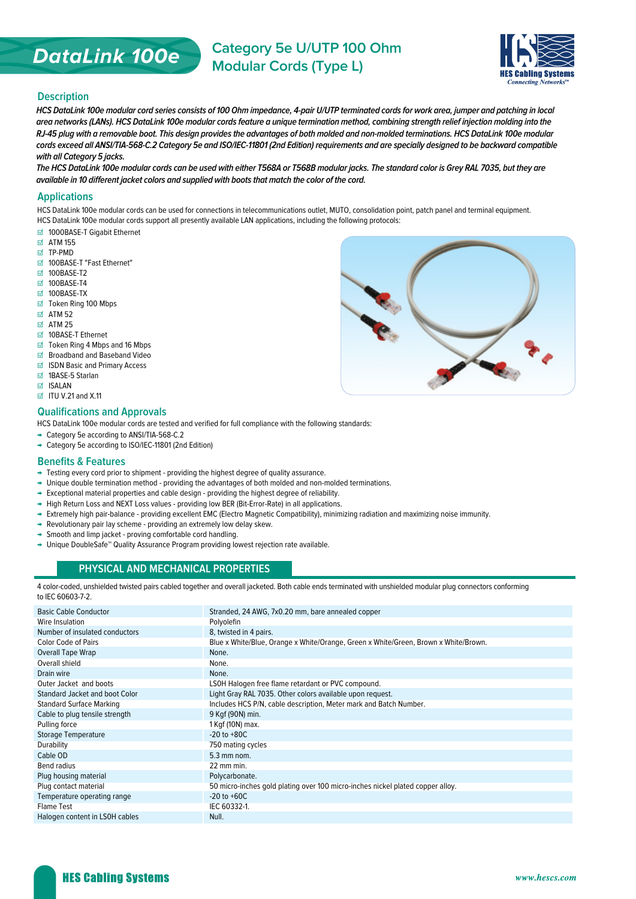# DataLink 100e

## Category 5e U/UTP 100 Ohm Modular Cords (Type L)

HES Cabling Systems
*Connecting Networks™*

## Description

*HCS DataLink 100e modular cord series consists of 100 Ohm impedance, 4-pair U/UTP terminated cords for work area, jumper and patching in local area networks (LANs). HCS DataLink 100e modular cords feature a unique termination method, combining strength relief injection molding into the RJ-45 plug with a removable boot. This design provides the advantages of both molded and non-molded terminations. HCS DataLink 100e modular cords exceed all ANSI/TIA-568-C.2 Category 5e and ISO/IEC-11801 (2nd Edition) requirements and are specially designed to be backward compatible with all Category 5 jacks.*

*The HCS DataLink 100e modular cords can be used with either T568A or T568B modular jacks. The standard color is Grey RAL 7035, but they are available in 10 different jacket colors and supplied with boots that match the color of the cord.*

## Applications

HCS DataLink 100e modular cords can be used for connections in telecommunications outlet, MUTO, consolidation point, patch panel and terminal equipment.
HCS DataLink 100e modular cords support all presently available LAN applications, including the following protocols:

- 1000BASE-T Gigabit Ethernet
- ATM 155
- TP-PMD
- 100BASE-T "Fast Ethernet"
- 100BASE-T2
- 100BASE-T4
- 100BASE-TX
- Token Ring 100 Mbps
- ATM 52
- ATM 25
- 10BASE-T Ethernet
- Token Ring 4 Mbps and 16 Mbps
- Broadband and Baseband Video
- ISDN Basic and Primary Access
- 1BASE-5 Starlan
- ISALAN
- ITU V.21 and X.11

## Qualifications and Approvals

HCS DataLink 100e modular cords are tested and verified for full compliance with the following standards:

- Category 5e according to ANSI/TIA-568-C.2
- Category 5e according to ISO/IEC-11801 (2nd Edition)

## Benefits & Features

- Testing every cord prior to shipment - providing the highest degree of quality assurance.
- Unique double termination method - providing the advantages of both molded and non-molded terminations.
- Exceptional material properties and cable design - providing the highest degree of reliability.
- High Return Loss and NEXT Loss values - providing low BER (Bit-Error-Rate) in all applications.
- Extremely high pair-balance - providing excellent EMC (Electro Magnetic Compatibility), minimizing radiation and maximizing noise immunity.
- Revolutionary pair lay scheme - providing an extremely low delay skew.
- Smooth and limp jacket - proving comfortable cord handling.
- Unique DoubleSafe™ Quality Assurance Program providing lowest rejection rate available.

## PHYSICAL AND MECHANICAL PROPERTIES

4 color-coded, unshielded twisted pairs cabled together and overall jacketed. Both cable ends terminated with unshielded modular plug connectors conforming to IEC 60603-7-2.

| Property | Value |
|---|---|
| Basic Cable Conductor | Stranded, 24 AWG, 7x0.20 mm, bare annealed copper |
| Wire Insulation | Polyolefin |
| Number of insulated conductors | 8, twisted in 4 pairs. |
| Color Code of Pairs | Blue x White/Blue, Orange x White/Orange, Green x White/Green, Brown x White/Brown. |
| Overall Tape Wrap | None. |
| Overall shield | None. |
| Drain wire | None. |
| Outer Jacket and boots | LSOH Halogen free flame retardant or PVC compound. |
| Standard Jacket and boot Color | Light Gray RAL 7035. Other colors available upon request. |
| Standard Surface Marking | Includes HCS P/N, cable description, Meter mark and Batch Number. |
| Cable to plug tensile strength | 9 Kgf (90N) min. |
| Pulling force | 1 Kgf (10N) max. |
| Storage Temperature | -20 to +80C |
| Durability | 750 mating cycles |
| Cable OD | 5.3 mm nom. |
| Bend radius | 22 mm min. |
| Plug housing material | Polycarbonate. |
| Plug contact material | 50 micro-inches gold plating over 100 micro-inches nickel plated copper alloy. |
| Temperature operating range | -20 to +60C |
| Flame Test | IEC 60332-1. |
| Halogen content in LSOH cables | Null. |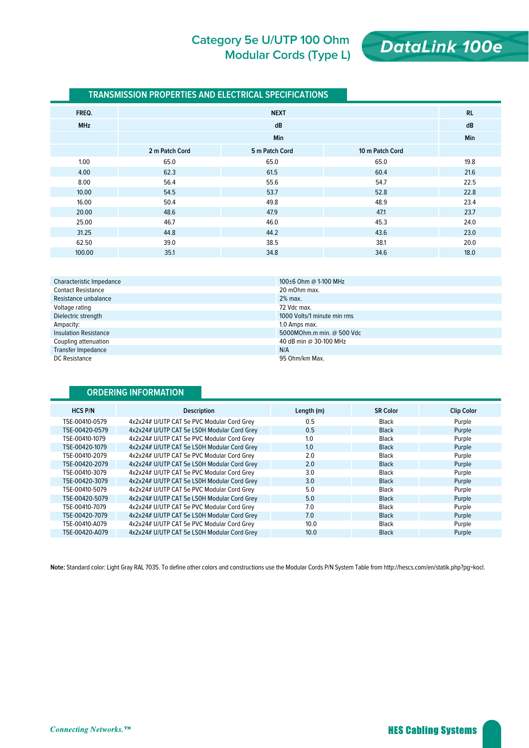# Category 5e U/UTP 100 Ohm Modular Cords (Type L)

## DataLink 100e

## TRANSMISSION PROPERTIES AND ELECTRICAL SPECIFICATIONS

| FREQ. | NEXT | | | RL |
|---|---|---|---|---|
| MHz | dB | | | dB |
| | Min | | | Min |
| | 2 m Patch Cord | 5 m Patch Cord | 10 m Patch Cord | |
| 1.00 | 65.0 | 65.0 | 65.0 | 19.8 |
| 4.00 | 62.3 | 61.5 | 60.4 | 21.6 |
| 8.00 | 56.4 | 55.6 | 54.7 | 22.5 |
| 10.00 | 54.5 | 53.7 | 52.8 | 22.8 |
| 16.00 | 50.4 | 49.8 | 48.9 | 23.4 |
| 20.00 | 48.6 | 47.9 | 47.1 | 23.7 |
| 25.00 | 46.7 | 46.0 | 45.3 | 24.0 |
| 31.25 | 44.8 | 44.2 | 43.6 | 23.0 |
| 62.50 | 39.0 | 38.5 | 38.1 | 20.0 |
| 100.00 | 35.1 | 34.8 | 34.6 | 18.0 |

| | |
|---|---|
| Characteristic Impedance | 100±6 Ohm @ 1-100 MHz |
| Contact Resistance | 20 mOhm max. |
| Resistance unbalance | 2% max. |
| Voltage rating | 72 Vdc max. |
| Dielectric strength | 1000 Volts/1 minute min rms |
| Ampacity: | 1.0 Amps max. |
| Insulation Resistance | 5000MOhm.m min. @ 500 Vdc |
| Coupling attenuation | 40 dB min @ 30-100 MHz |
| Transfer Impedance | N/A |
| DC Resistance | 95 Ohm/km Max. |

## ORDERING INFORMATION

| HCS P/N | Description | Length (m) | SR Color | Clip Color |
|---|---|---|---|---|
| T5E-00410-0579 | 4x2x24# U/UTP CAT 5e PVC Modular Cord Grey | 0.5 | Black | Purple |
| T5E-00420-0579 | 4x2x24# U/UTP CAT 5e LSOH Modular Cord Grey | 0.5 | Black | Purple |
| T5E-00410-1079 | 4x2x24# U/UTP CAT 5e PVC Modular Cord Grey | 1.0 | Black | Purple |
| T5E-00420-1079 | 4x2x24# U/UTP CAT 5e LSOH Modular Cord Grey | 1.0 | Black | Purple |
| T5E-00410-2079 | 4x2x24# U/UTP CAT 5e PVC Modular Cord Grey | 2.0 | Black | Purple |
| T5E-00420-2079 | 4x2x24# U/UTP CAT 5e LSOH Modular Cord Grey | 2.0 | Black | Purple |
| T5E-00410-3079 | 4x2x24# U/UTP CAT 5e PVC Modular Cord Grey | 3.0 | Black | Purple |
| T5E-00420-3079 | 4x2x24# U/UTP CAT 5e LSOH Modular Cord Grey | 3.0 | Black | Purple |
| T5E-00410-5079 | 4x2x24# U/UTP CAT 5e PVC Modular Cord Grey | 5.0 | Black | Purple |
| T5E-00420-5079 | 4x2x24# U/UTP CAT 5e LSOH Modular Cord Grey | 5.0 | Black | Purple |
| T5E-00410-7079 | 4x2x24# U/UTP CAT 5e PVC Modular Cord Grey | 7.0 | Black | Purple |
| T5E-00420-7079 | 4x2x24# U/UTP CAT 5e LSOH Modular Cord Grey | 7.0 | Black | Purple |
| T5E-00410-A079 | 4x2x24# U/UTP CAT 5e PVC Modular Cord Grey | 10.0 | Black | Purple |
| T5E-00420-A079 | 4x2x24# U/UTP CAT 5e LSOH Modular Cord Grey | 10.0 | Black | Purple |

**Note:** Standard color: Light Gray RAL 7035. To define other colors and constructions use the Modular Cords P/N System Table from http://hescs.com/en/statik.php?pg=kocl.

*Connecting Networks.™*

HES Cabling Systems